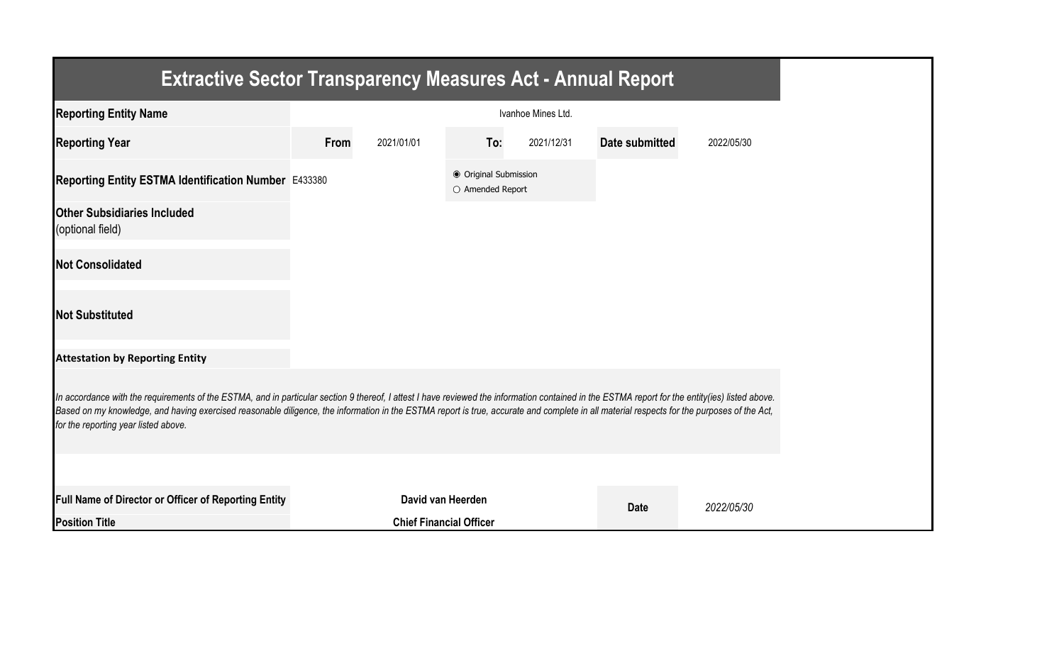# Extractive Sector Transparency Measures Act - Annual Report

| Reporting Entity Name | Ivanhoe Mines Ltd. | | | | | |
|---|---|---|---|---|---|---|
| Reporting Year | From | 2021/01/01 | To: | 2021/12/31 | Date submitted | 2022/05/30 |
| Reporting Entity ESTMA Identification Number | E433380 | | ◉ Original Submission ○ Amended Report | | | |
| Other Subsidiaries Included (optional field) | | | | | | |
| Not Consolidated | | | | | | |
| Not Substituted | | | | | | |

**Attestation by Reporting Entity**

*In accordance with the requirements of the ESTMA, and in particular section 9 thereof, I attest I have reviewed the information contained in the ESTMA report for the entity(ies) listed above. Based on my knowledge, and having exercised reasonable diligence, the information in the ESTMA report is true, accurate and complete in all material respects for the purposes of the Act, for the reporting year listed above.*

| Full Name of Director or Officer of Reporting Entity | David van Heerden | Date | *2022/05/30* |
|---|---|---|---|
| Position Title | Chief Financial Officer | | |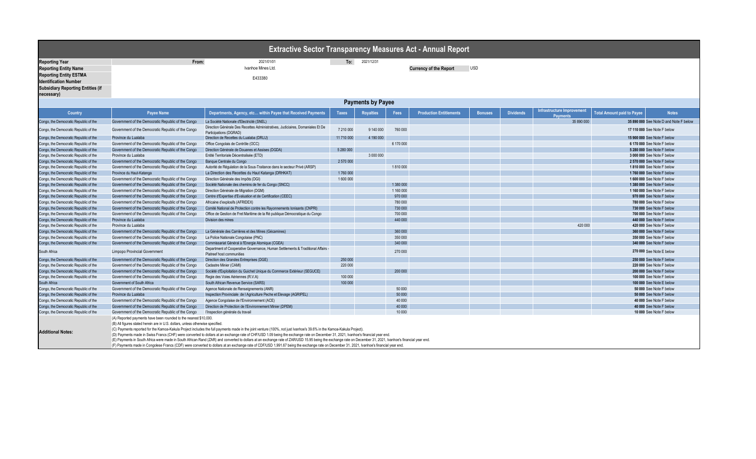# Extractive Sector Transparency Measures Act - Annual Report

| | | | | |
|---|---|---|---|---|
| **Reporting Year** | From: | 2021/01/01 | To: | 2021/12/31 |
| **Reporting Entity Name** | | Ivanhoe Mines Ltd. | **Currency of the Report** | USD |
| **Reporting Entity ESTMA Identification Number** | | E433380 | | |
| **Subsidiary Reporting Entities (if necessary)** | | | | |

## Payments by Payee

| Country | Payee Name | Departments, Agency, etc... within Payee that Received Payments | Taxes | Royalties | Fees | Production Entitlements | Bonuses | Dividends | Infrastructure Improvement Payments | Total Amount paid to Payee | Notes |
|---|---|---|---|---|---|---|---|---|---|---|---|
| Congo, the Democratic Republic of the | Government of the Democratic Republic of the Congo | La Société Nationale d'Electricité (SNEL) | | | | | | | 35 890 000 | 35 890 000 | See Note D and Note F below |
| Congo, the Democratic Republic of the | Government of the Democratic Republic of the Congo | Direction Générale Des Recettes Administratives, Judiciaires, Domaniales Et De Participations (DGRAD) | 7 210 000 | 9 140 000 | 760 000 | | | | | 17 110 000 | See Note F below |
| Congo, the Democratic Republic of the | Province du Lualaba | Direction de Recettes du Lualaba (DRLU) | 11 710 000 | 4 190 000 | | | | | | 15 900 000 | See Note F below |
| Congo, the Democratic Republic of the | Government of the Democratic Republic of the Congo | Office Congolais de Contrôle (OCC) | | | 6 170 000 | | | | | 6 170 000 | See Note F below |
| Congo, the Democratic Republic of the | Government of the Democratic Republic of the Congo | Direction Générale de Douanes et Assises (DGDA) | 5 280 000 | | | | | | | 5 280 000 | See Note F below |
| Congo, the Democratic Republic of the | Province du Lualaba | Entité Territoriale Décentralisée (ETD) | | 3 000 000 | | | | | | 3 000 000 | See Note F below |
| Congo, the Democratic Republic of the | Government of the Democratic Republic of the Congo | Banque Centrale du Congo | 2 570 000 | | | | | | | 2 570 000 | See Note F below |
| Congo, the Democratic Republic of the | Government of the Democratic Republic of the Congo | Autorité de Régulation de la Sous-Traitance dans le secteur Privé (ARSP) | | | 1 810 000 | | | | | 1 810 000 | See Note F below |
| Congo, the Democratic Republic of the | Province du Haut-Katanga | La Direction des Recettes du Haut Katanga (DRHKAT) | 1 760 000 | | | | | | | 1 760 000 | See Note F below |
| Congo, the Democratic Republic of the | Government of the Democratic Republic of the Congo | Direction Générale des Impôts (DGI) | 1 600 000 | | | | | | | 1 600 000 | See Note F below |
| Congo, the Democratic Republic of the | Government of the Democratic Republic of the Congo | Société Nationale des chemins de fer du Congo (SNCC) | | | 1 380 000 | | | | | 1 380 000 | See Note F below |
| Congo, the Democratic Republic of the | Government of the Democratic Republic of the Congo | Direction Générale de Migration (DGM) | | | 1 160 000 | | | | | 1 160 000 | See Note F below |
| Congo, the Democratic Republic of the | Government of the Democratic Republic of the Congo | Centre d'Expertise d'Evaluation et de Certification (CEEC) | | | 970 000 | | | | | 970 000 | See Note F below |
| Congo, the Democratic Republic of the | Government of the Democratic Republic of the Congo | Africaine d'explosifs (AFRIDEX) | | | 780 000 | | | | | 780 000 | See Note F below |
| Congo, the Democratic Republic of the | Government of the Democratic Republic of the Congo | Comité National de Protection contre les Rayonnements Ionisants (CNPRI) | | | 730 000 | | | | | 730 000 | See Note F below |
| Congo, the Democratic Republic of the | Government of the Democratic Republic of the Congo | Office de Gestion de Fret Maritime de la Ré publique Démocratique du Congo | | | 700 000 | | | | | 700 000 | See Note F below |
| Congo, the Democratic Republic of the | Province du Lualaba | Division des mines | | | 440 000 | | | | | 440 000 | See Note F below |
| Congo, the Democratic Republic of the | Province du Lualaba | | | | | | | | 420 000 | 420 000 | See Note F below |
| Congo, the Democratic Republic of the | Government of the Democratic Republic of the Congo | La Générale des Carrières et des Mines (Gécamines) | | | 360 000 | | | | | 360 000 | See Note F below |
| Congo, the Democratic Republic of the | Government of the Democratic Republic of the Congo | La Police Nationale Congolaise (PNC) | | | 350 000 | | | | | 350 000 | See Note F below |
| Congo, the Democratic Republic of the | Government of the Democratic Republic of the Congo | Commissariat Général à l'Energie Atomique (CGEA) | | | 340 000 | | | | | 340 000 | See Note F below |
| South Africa | Limpopo Provincial Government | Department of Cooperative Governance, Human Settlements & Traditional Affairs - Platreef host communities | | | 270 000 | | | | | 270 000 | See Note E below |
| Congo, the Democratic Republic of the | Government of the Democratic Republic of the Congo | Direction des Grandes Entreprises (DGE) | 250 000 | | | | | | | 250 000 | See Note F below |
| Congo, the Democratic Republic of the | Government of the Democratic Republic of the Congo | Cadastre Minier (CAMI) | 220 000 | | | | | | | 220 000 | See Note F below |
| Congo, the Democratic Republic of the | Government of the Democratic Republic of the Congo | Société d'Exploitation du Guichet Unique du Commerce Extérieur (SEGUCE) | | | 200 000 | | | | | 200 000 | See Note F below |
| Congo, the Democratic Republic of the | Government of the Democratic Republic of the Congo | Regie des Voies Aériennes (R.V.A) | 100 000 | | | | | | | 100 000 | See Note F below |
| South Africa | Government of South Africa | South African Revenue Service (SARS) | 100 000 | | | | | | | 100 000 | See Note E below |
| Congo, the Democratic Republic of the | Government of the Democratic Republic of the Congo | Agence Nationale de Renseignements (ANR) | | | 50 000 | | | | | 50 000 | See Note F below |
| Congo, the Democratic Republic of the | Province du Lualaba | Inspection Provinciale de l Agriculture Peche et Elevage (AGRIPEL) | | | 50 000 | | | | | 50 000 | See Note F below |
| Congo, the Democratic Republic of the | Government of the Democratic Republic of the Congo | Agence Congolaise de l'Environnement (ACE) | | | 40 000 | | | | | 40 000 | See Note F below |
| Congo, the Democratic Republic of the | Government of the Democratic Republic of the Congo | Direction de Protection de l'Environnement Minier (DPEM) | | | 40 000 | | | | | 40 000 | See Note F below |
| Congo, the Democratic Republic of the | Government of the Democratic Republic of the Congo | l'Inspection générale du travail | | | 10 000 | | | | | 10 000 | See Note F below |

**Additional Notes:**

(A) Reported payments have been rounded to the nearest $10,000.
(B) All figures stated herein are in U.S. dollars, unless otherwise specified.
(C) Payments reported for the Kamoa-Kakula Project includes the full payments made in the joint venture (100%, not just Ivanhoe's 39.6% in the Kamoa-Kakula Project).
(D) Payments made in Swiss Francs (CHF) were converted to dollars at an exchange rate of CHF/USD 1.09 being the exchange rate on December 31, 2021, Ivanhoe's financial year end.
(E) Payments in South Africa were made in South African Rand (ZAR) and converted to dollars at an exchange rate of ZAR/USD 15.95 being the exchange rate on December 31, 2021, Ivanhoe's financial year end.
(F) Payments made in Congolese Francs (CDF) were converted to dollars at an exchange rate of CDF/USD 1,991.67 being the exchange rate on December 31, 2021, Ivanhoe's financial year end.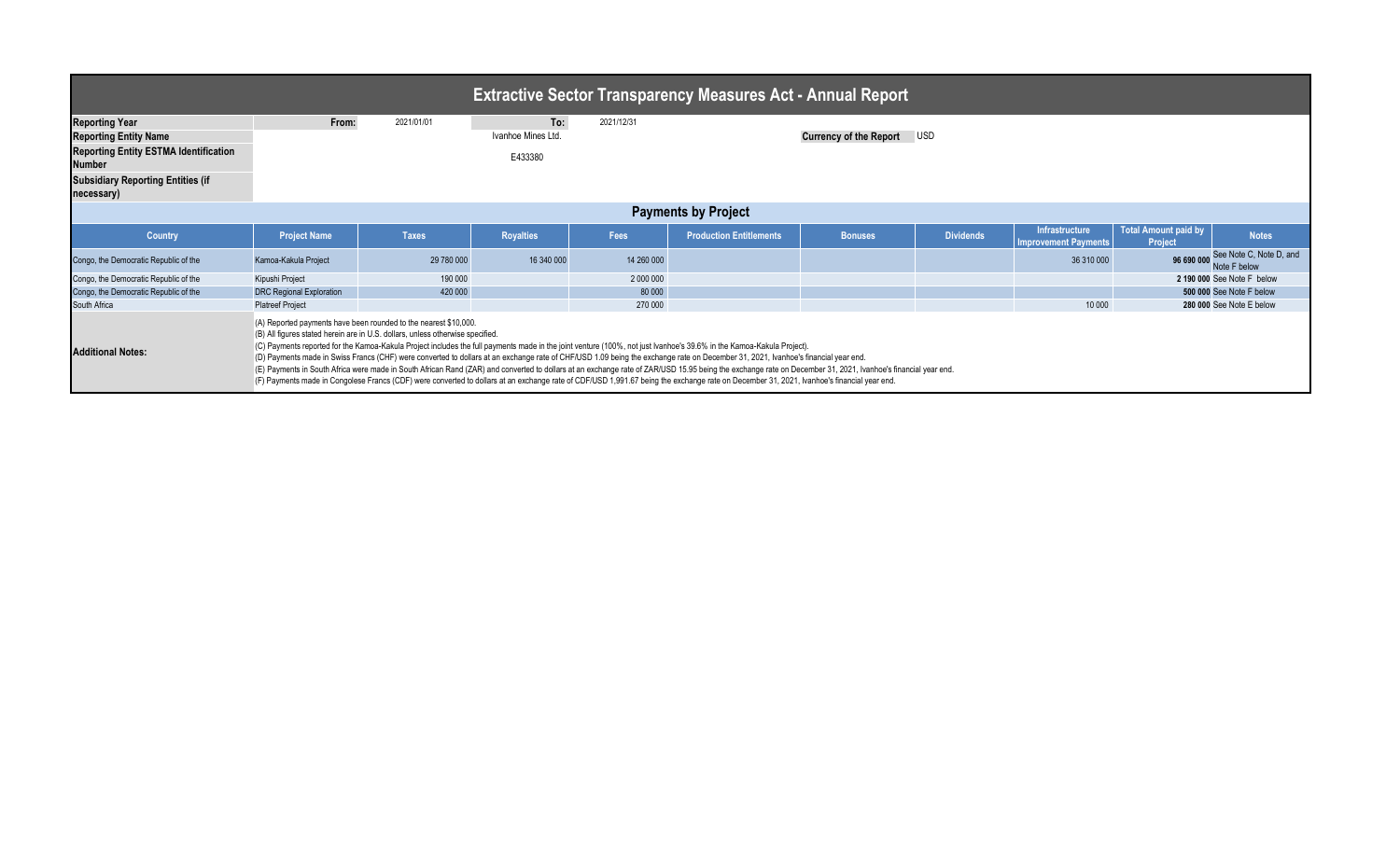# Extractive Sector Transparency Measures Act - Annual Report

| | | | |
|---|---|---|---|
| **Reporting Year** | From: 2021/01/01 | To: 2021/12/31 | |
| **Reporting Entity Name** | Ivanhoe Mines Ltd. | | **Currency of the Report** USD |
| **Reporting Entity ESTMA Identification Number** | E433380 | | |
| **Subsidiary Reporting Entities (if necessary)** | | | |

## Payments by Project

| Country | Project Name | Taxes | Royalties | Fees | Production Entitlements | Bonuses | Dividends | Infrastructure Improvement Payments | Total Amount paid by Project | Notes |
|---|---|---|---|---|---|---|---|---|---|---|
| Congo, the Democratic Republic of the | Kamoa-Kakula Project | 29 780 000 | 16 340 000 | 14 260 000 | | | | 36 310 000 | **96 690 000** | See Note C, Note D, and Note F below |
| Congo, the Democratic Republic of the | Kipushi Project | 190 000 | | 2 000 000 | | | | | **2 190 000** | See Note F below |
| Congo, the Democratic Republic of the | DRC Regional Exploration | 420 000 | | 80 000 | | | | | **500 000** | See Note F below |
| South Africa | Platreef Project | | | 270 000 | | | | 10 000 | **280 000** | See Note E below |

**Additional Notes:**

(A) Reported payments have been rounded to the nearest $10,000.
(B) All figures stated herein are in U.S. dollars, unless otherwise specified.
(C) Payments reported for the Kamoa-Kakula Project includes the full payments made in the joint venture (100%, not just Ivanhoe's 39.6% in the Kamoa-Kakula Project).
(D) Payments made in Swiss Francs (CHF) were converted to dollars at an exchange rate of CHF/USD 1.09 being the exchange rate on December 31, 2021, Ivanhoe's financial year end.
(E) Payments in South Africa were made in South African Rand (ZAR) and converted to dollars at an exchange rate of ZAR/USD 15.95 being the exchange rate on December 31, 2021, Ivanhoe's financial year end.
(F) Payments made in Congolese Francs (CDF) were converted to dollars at an exchange rate of CDF/USD 1,991.67 being the exchange rate on December 31, 2021, Ivanhoe's financial year end.